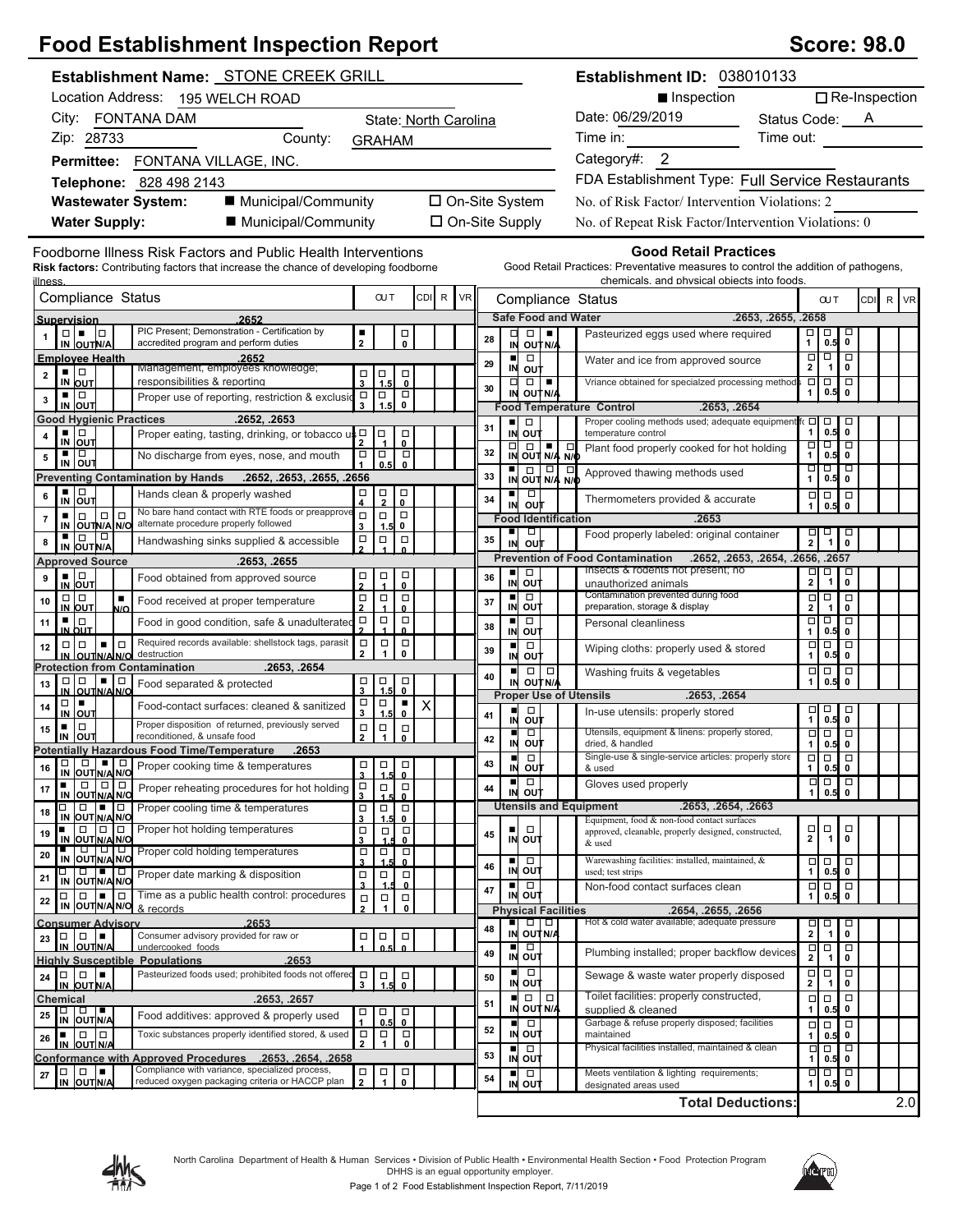# Food Establishment Inspection Report

**Score: 98.0**

**Establishment Name:** STONE CREEK GRILL
Location Address: 195 WELCH ROAD
City: FONTANA DAM
State: North Carolina
Zip: 28733
County: GRAHAM
**Permittee:** FONTANA VILLAGE, INC.
**Telephone:** 828 498 2143
**Wastewater System:** ■ Municipal/Community ☐ On-Site System
**Water Supply:** ■ Municipal/Community ☐ On-Site Supply

**Establishment ID:** 038010133
■ Inspection ☐ Re-Inspection
Date: 06/29/2019
Status Code: A
Time in:
Time out:
Category#: 2
FDA Establishment Type: Full Service Restaurants
No. of Risk Factor/ Intervention Violations: 2
No. of Repeat Risk Factor/Intervention Violations: 0

## Foodborne Illness Risk Factors and Public Health Interventions

**Risk factors:** Contributing factors that increase the chance of developing foodborne illness.

| # | Status | Compliance Status | OUT | CDI | R | VR |
|---|---|---|---|---|---|---|
| | | **Supervision .2652** | | | | |
| 1 | OUT | PIC Present; Demonstration - Certification by accredited program and perform duties | 2 | | | |
| | | **Employee Health .2652** | | | | |
| 2 | IN | Management, employees knowledge; responsibilities & reporting | | | | |
| 3 | IN | Proper use of reporting, restriction & exclusion | | | | |
| | | **Good Hygienic Practices .2652, .2653** | | | | |
| 4 | IN | Proper eating, tasting, drinking, or tobacco use | | | | |
| 5 | IN | No discharge from eyes, nose, and mouth | | | | |
| | | **Preventing Contamination by Hands .2652, .2653, .2655, .2656** | | | | |
| 6 | IN | Hands clean & properly washed | | | | |
| 7 | IN | No bare hand contact with RTE foods or preapproved alternate procedure properly followed | | | | |
| 8 | IN | Handwashing sinks supplied & accessible | | | | |
| | | **Approved Source .2653, .2655** | | | | |
| 9 | IN | Food obtained from approved source | | | | |
| 10 | N/O | Food received at proper temperature | | | | |
| 11 | IN | Food in good condition, safe & unadulterated | | | | |
| 12 | N/A | Required records available: shellstock tags, parasite destruction | | | | |
| | | **Protection from Contamination .2653, .2654** | | | | |
| 13 | N/A | Food separated & protected | | | | |
| 14 | OUT | Food-contact surfaces: cleaned & sanitized | 0 | X | | |
| 15 | IN | Proper disposition of returned, previously served reconditioned, & unsafe food | | | | |
| | | **Potentially Hazardous Food Time/Temperature .2653** | | | | |
| 16 | N/A | Proper cooking time & temperatures | | | | |
| 17 | IN | Proper reheating procedures for hot holding | | | | |
| 18 | N/A | Proper cooling time & temperatures | | | | |
| 19 | IN | Proper hot holding temperatures | | | | |
| 20 | IN | Proper cold holding temperatures | | | | |
| 21 | N/A | Proper date marking & disposition | | | | |
| 22 | N/A | Time as a public health control: procedures & records | | | | |
| | | **Consumer Advisory .2653** | | | | |
| 23 | N/A | Consumer advisory provided for raw or undercooked foods | | | | |
| | | **Highly Susceptible Populations .2653** | | | | |
| 24 | N/A | Pasteurized foods used; prohibited foods not offered | | | | |
| | | **Chemical .2653, .2657** | | | | |
| 25 | N/A | Food additives: approved & properly used | | | | |
| 26 | IN | Toxic substances properly identified stored, & used | | | | |
| | | **Conformance with Approved Procedures .2653, .2654, .2658** | | | | |
| 27 | N/A | Compliance with variance, specialized process, reduced oxygen packaging criteria or HACCP plan | | | | |

## Good Retail Practices

Good Retail Practices: Preventative measures to control the addition of pathogens, chemicals, and physical objects into foods.

| # | Status | Compliance Status | OUT | CDI | R | VR |
|---|---|---|---|---|---|---|
| | | **Safe Food and Water .2653, .2655, .2658** | | | | |
| 28 | N/A | Pasteurized eggs used where required | | | | |
| 29 | IN | Water and ice from approved source | | | | |
| 30 | N/A | Vriance obtained for specialzed processing methods | | | | |
| | | **Food Temperature Control .2653, .2654** | | | | |
| 31 | IN | Proper cooling methods used; adequate equipment for temperature control | | | | |
| 32 | N/A | Plant food properly cooked for hot holding | | | | |
| 33 | IN | Approved thawing methods used | | | | |
| 34 | IN | Thermometers provided & accurate | | | | |
| | | **Food Identification .2653** | | | | |
| 35 | IN | Food properly labeled: original container | | | | |
| | | **Prevention of Food Contamination .2652, .2653, .2654, .2656, .2657** | | | | |
| 36 | IN | Insects & rodents not present; no unauthorized animals | | | | |
| 37 | IN | Contamination prevented during food preparation, storage & display | | | | |
| 38 | IN | Personal cleanliness | | | | |
| 39 | IN | Wiping cloths: properly used & stored | | | | |
| 40 | IN | Washing fruits & vegetables | | | | |
| | | **Proper Use of Utensils .2653, .2654** | | | | |
| 41 | IN | In-use utensils: properly stored | | | | |
| 42 | IN | Utensils, equipment & linens: properly stored, dried, & handled | | | | |
| 43 | IN | Single-use & single-service articles: properly stored & used | | | | |
| 44 | IN | Gloves used properly | | | | |
| | | **Utensils and Equipment .2653, .2654, .2663** | | | | |
| 45 | IN | Equipment, food & non-food contact surfaces approved, cleanable, properly designed, constructed, & used | | | | |
| 46 | IN | Warewashing facilities: installed, maintained, & used; test strips | | | | |
| 47 | IN | Non-food contact surfaces clean | | | | |
| | | **Physical Facilities .2654, .2655, .2656** | | | | |
| 48 | IN | Hot & cold water available; adequate pressure | | | | |
| 49 | IN | Plumbing installed; proper backflow devices | | | | |
| 50 | IN | Sewage & waste water properly disposed | | | | |
| 51 | IN | Toilet facilities: properly constructed, supplied & cleaned | | | | |
| 52 | IN | Garbage & refuse properly disposed; facilities maintained | | | | |
| 53 | IN | Physical facilities installed, maintained & clean | | | | |
| 54 | IN | Meets ventilation & lighting requirements; designated areas used | | | | |

**Total Deductions: 2.0**

North Carolina Department of Health & Human Services • Division of Public Health • Environmental Health Section • Food Protection Program
DHHS is an equal opportunity employer.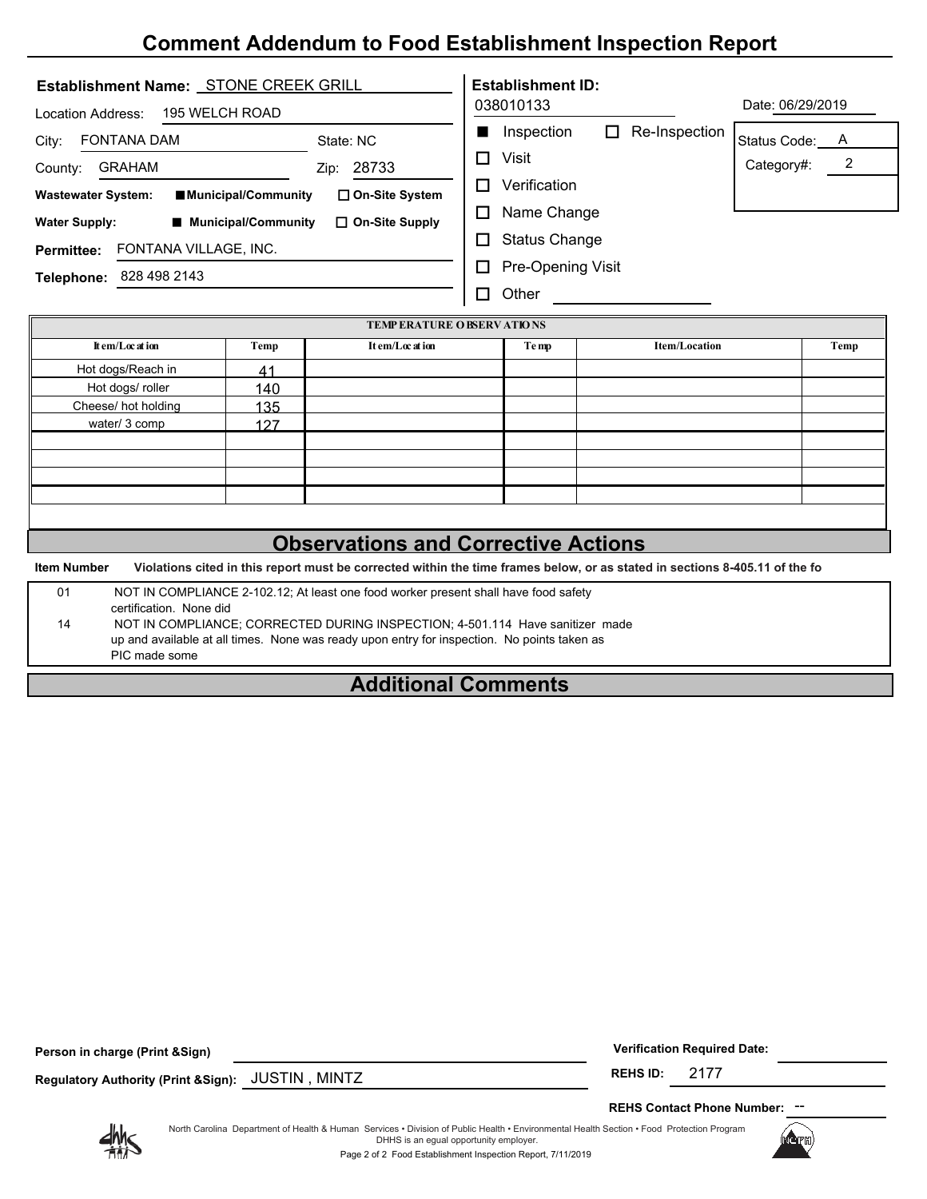# Comment Addendum to Food Establishment Inspection Report

**Establishment Name:** STONE CREEK GRILL

Location Address: 195 WELCH ROAD

City: FONTANA DAM State: NC

County: GRAHAM Zip: 28733

**Wastewater System:** ■ Municipal/Community ☐ On-Site System

**Water Supply:** ■ Municipal/Community ☐ On-Site Supply

**Permittee:** FONTANA VILLAGE, INC.

**Telephone:** 828 498 2143

**Establishment ID:** 038010133

Date: 06/29/2019

■ Inspection ☐ Re-Inspection

☐ Visit

☐ Verification

☐ Name Change

☐ Status Change

☐ Pre-Opening Visit

☐ Other

Status Code: A

Category#: 2

| TEMPERATURE OBSERVATIONS | | | | | |
|---|---|---|---|---|---|
| Item/Location | Temp | Item/Location | Temp | Item/Location | Temp |
| Hot dogs/Reach in | 41 | | | | |
| Hot dogs/ roller | 140 | | | | |
| Cheese/ hot holding | 135 | | | | |
| water/ 3 comp | 127 | | | | |

## Observations and Corrective Actions

**Item Number** **Violations cited in this report must be corrected within the time frames below, or as stated in sections 8-405.11 of the fo**

| | |
|---|---|
| 01 | NOT IN COMPLIANCE 2-102.12; At least one food worker present shall have food safety certification. None did |
| 14 | NOT IN COMPLIANCE; CORRECTED DURING INSPECTION; 4-501.114 Have sanitizer made up and available at all times. None was ready upon entry for inspection. No points taken as PIC made some |

## Additional Comments

**Person in charge (Print &Sign)**

**Regulatory Authority (Print &Sign):** JUSTIN , MINTZ

**Verification Required Date:**

**REHS ID:** 2177

**REHS Contact Phone Number:** --

North Carolina Department of Health & Human Services • Division of Public Health • Environmental Health Section • Food Protection Program
DHHS is an equal opportunity employer.